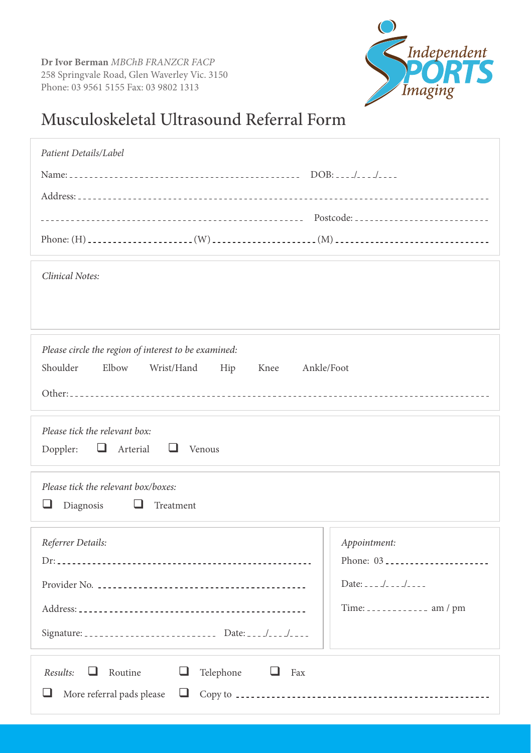**Dr Ivor Berman** *MBChB FRANZCR FACP*
258 Springvale Road, Glen Waverley Vic. 3150
Phone: 03 9561 5155 Fax: 03 9802 1313

Independent SPORTS Imaging

# Musculoskeletal Ultrasound Referral Form

*Patient Details/Label*

Name: ____________________________________________ DOB: ___/___/___

Address: ____________________________________________________________

____________________________________________ Postcode: ________________

Phone: (H) __________________ (W) __________________ (M) __________________

*Clinical Notes:*

*Please circle the region of interest to be examined:*

Shoulder Elbow Wrist/Hand Hip Knee Ankle/Foot

Other: ____________________________________________________________

*Please tick the relevant box:*

Doppler: ☐ Arterial ☐ Venous

*Please tick the relevant box/boxes:*

☐ Diagnosis ☐ Treatment

*Referrer Details:*

Dr: ____________________________________________

Provider No. ____________________________________

Address: _______________________________________

Signature: _________________________ Date: ___/___/___

*Appointment:*

Phone: 03 __________________

Date: ___/___/___

Time: ____________ am / pm

*Results:* ☐ Routine ☐ Telephone ☐ Fax

☐ More referral pads please ☐ Copy to ____________________________________________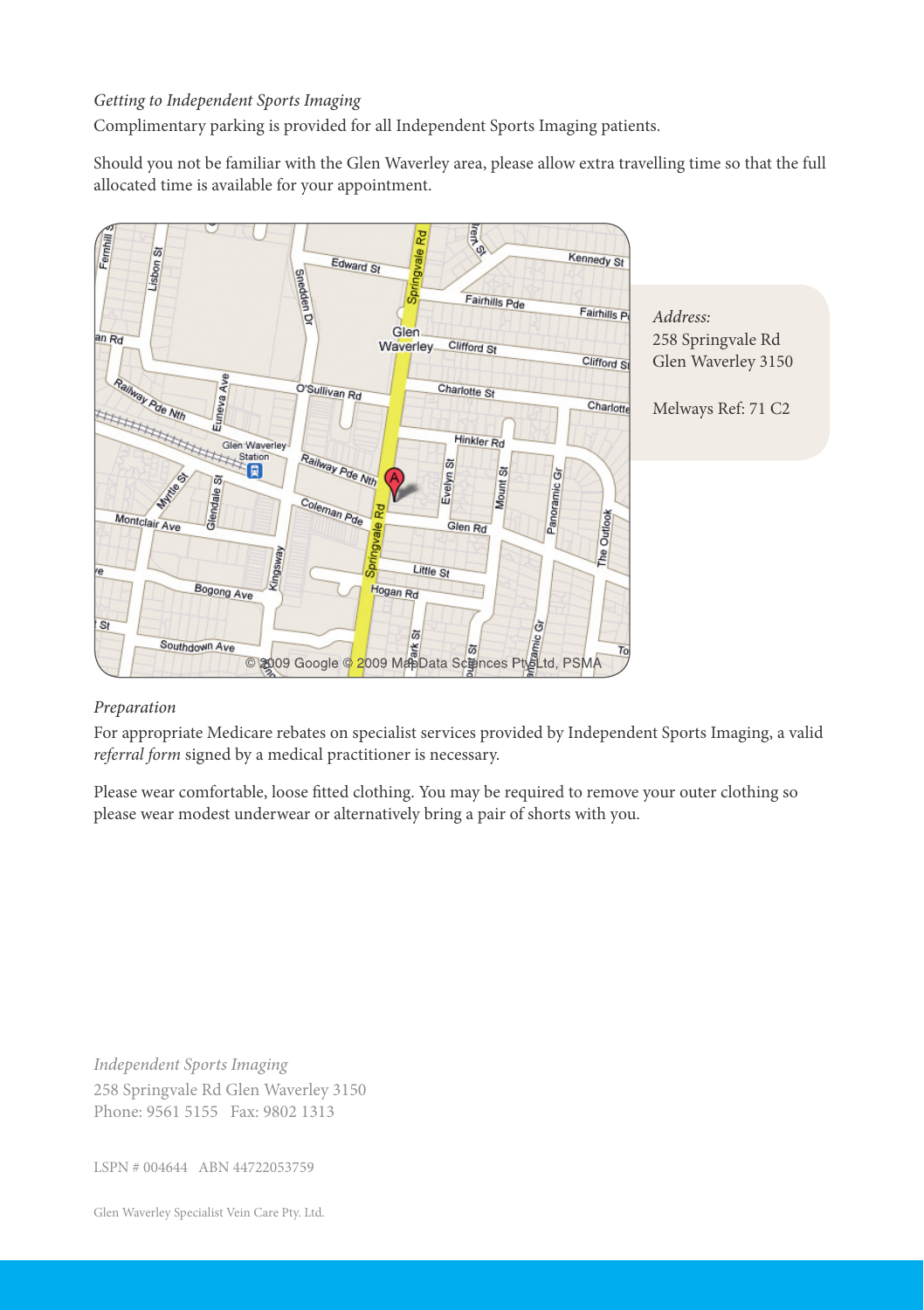*Getting to Independent Sports Imaging*

Complimentary parking is provided for all Independent Sports Imaging patients.

Should you not be familiar with the Glen Waverley area, please allow extra travelling time so that the full allocated time is available for your appointment.

*Address:*
258 Springvale Rd
Glen Waverley 3150

Melways Ref: 71 C2

*Preparation*

For appropriate Medicare rebates on specialist services provided by Independent Sports Imaging, a valid *referral form* signed by a medical practitioner is necessary.

Please wear comfortable, loose fitted clothing. You may be required to remove your outer clothing so please wear modest underwear or alternatively bring a pair of shorts with you.

*Independent Sports Imaging*
258 Springvale Rd Glen Waverley 3150
Phone: 9561 5155   Fax: 9802 1313

LSPN # 004644   ABN 44722053759

Glen Waverley Specialist Vein Care Pty. Ltd.